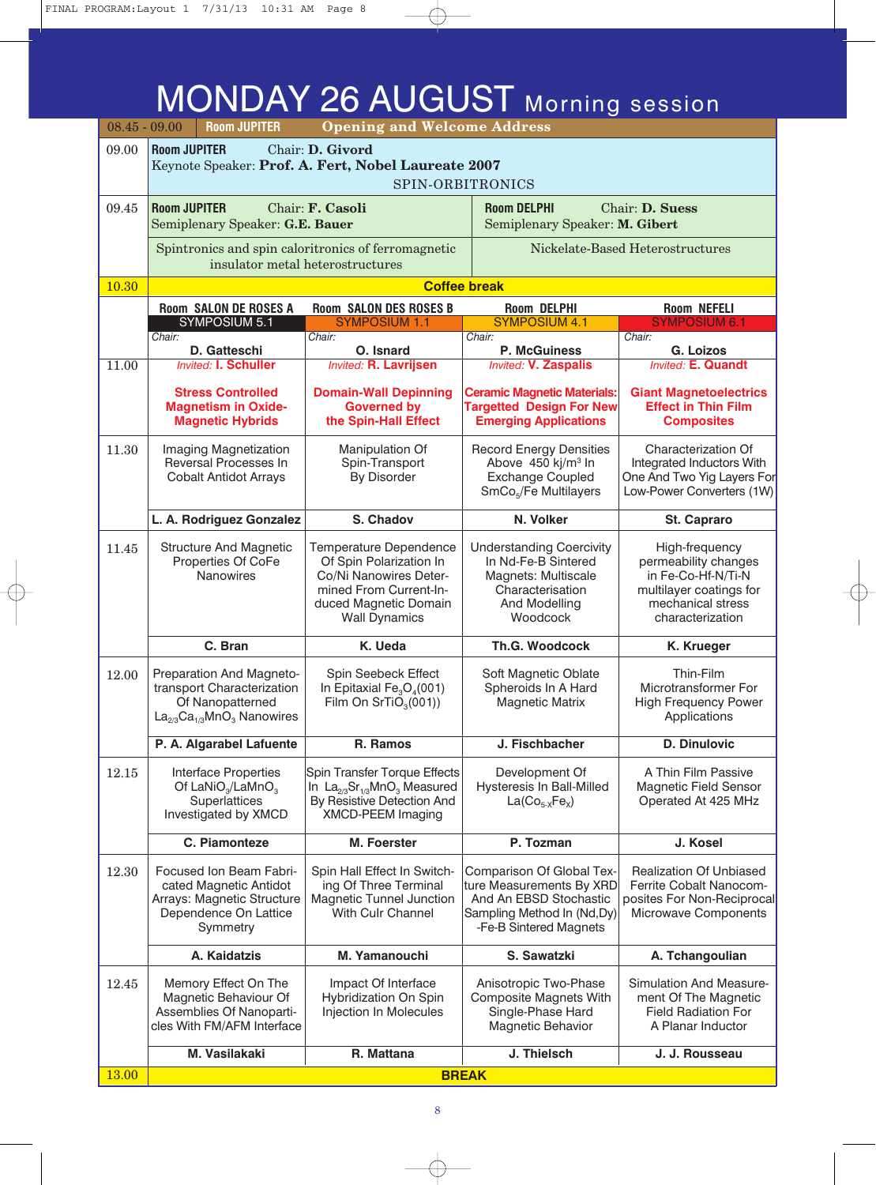# MONDAY 26 AUGUST Morning session

| | | | | |
|---|---|---|---|---|
| 08.45 - 09.00 | **Room JUPITER** — **Opening and Welcome Address** | | | |
| 09.00 | **Room JUPITER** Chair: **D. Givord**<br>Keynote Speaker: **Prof. A. Fert, Nobel Laureate 2007**<br>SPIN-ORBITRONICS | | | |
| 09.45 | **Room JUPITER** Chair: **F. Casoli**<br>Semiplenary Speaker: **G.E. Bauer**<br>Spintronics and spin caloritronics of ferromagnetic insulator metal heterostructures | | **Room DELPHI** Chair: **D. Suess**<br>Semiplenary Speaker: **M. Gibert**<br>Nickelate-Based Heterostructures | |
| 10.30 | **Coffee break** | | | |
| | **Room SALON DE ROSES A**<br>SYMPOSIUM 5.1<br>*Chair:* **D. Gatteschi** | **Room SALON DES ROSES B**<br>SYMPOSIUM 1.1<br>*Chair:* **O. Isnard** | **Room DELPHI**<br>SYMPOSIUM 4.1<br>*Chair:* **P. McGuiness** | **Room NEFELI**<br>SYMPOSIUM 6.1<br>*Chair:* **G. Loizos** |
| 11.00 | *Invited:* **I. Schuller**<br>**Stress Controlled Magnetism in Oxide-Magnetic Hybrids** | *Invited:* **R. Lavrijsen**<br>**Domain-Wall Depinning Governed by the Spin-Hall Effect** | *Invited:* **V. Zaspalis**<br>**Ceramic Magnetic Materials: Targetted Design For New Emerging Applications** | *Invited:* **E. Quandt**<br>**Giant Magnetoelectrics Effect in Thin Film Composites** |
| 11.30 | Imaging Magnetization Reversal Processes In Cobalt Antidot Arrays<br>**L. A. Rodriguez Gonzalez** | Manipulation Of Spin-Transport By Disorder<br>**S. Chadov** | Record Energy Densities Above 450 kJ/m³ In Exchange Coupled $SmCo_5$/Fe Multilayers<br>**N. Volker** | Characterization Of Integrated Inductors With One And Two Yig Layers For Low-Power Converters (1W)<br>**St. Capraro** |
| 11.45 | Structure And Magnetic Properties Of CoFe Nanowires<br>**C. Bran** | Temperature Dependence Of Spin Polarization In Co/Ni Nanowires Determined From Current-Induced Magnetic Domain Wall Dynamics<br>**K. Ueda** | Understanding Coercivity In Nd-Fe-B Sintered Magnets: Multiscale Characterisation And Modelling Woodcock<br>**Th.G. Woodcock** | High-frequency permeability changes in Fe-Co-Hf-N/Ti-N multilayer coatings for mechanical stress characterization<br>**K. Krueger** |
| 12.00 | Preparation And Magnetotransport Characterization Of Nanopatterned $La_{2/3}Ca_{1/3}MnO_3$ Nanowires<br>**P. A. Algarabel Lafuente** | Spin Seebeck Effect In Epitaxial $Fe_3O_4$(001) Film On $SrTiO_3$(001))<br>**R. Ramos** | Soft Magnetic Oblate Spheroids In A Hard Magnetic Matrix<br>**J. Fischbacher** | Thin-Film Microtransformer For High Frequency Power Applications<br>**D. Dinulovic** |
| 12.15 | Interface Properties Of $LaNiO_3$/$LaMnO_3$ Superlattices Investigated by XMCD<br>**C. Piamonteze** | Spin Transfer Torque Effects In $La_{2/3}Sr_{1/3}MnO_3$ Measured By Resistive Detection And XMCD-PEEM Imaging<br>**M. Foerster** | Development Of Hysteresis In Ball-Milled $La(Co_{5-x}Fe_x)$<br>**P. Tozman** | A Thin Film Passive Magnetic Field Sensor Operated At 425 MHz<br>**J. Kosel** |
| 12.30 | Focused Ion Beam Fabricated Magnetic Antidot Arrays: Magnetic Structure Dependence On Lattice Symmetry<br>**A. Kaidatzis** | Spin Hall Effect In Switching Of Three Terminal Magnetic Tunnel Junction With CuIr Channel<br>**M. Yamanouchi** | Comparison Of Global Texture Measurements By XRD And An EBSD Stochastic Sampling Method In (Nd,Dy)-Fe-B Sintered Magnets<br>**S. Sawatzki** | Realization Of Unbiased Ferrite Cobalt Nanocomposites For Non-Reciprocal Microwave Components<br>**A. Tchangoulian** |
| 12.45 | Memory Effect On The Magnetic Behaviour Of Assemblies Of Nanoparticles With FM/AFM Interface<br>**M. Vasilakaki** | Impact Of Interface Hybridization On Spin Injection In Molecules<br>**R. Mattana** | Anisotropic Two-Phase Composite Magnets With Single-Phase Hard Magnetic Behavior<br>**J. Thielsch** | Simulation And Measurement Of The Magnetic Field Radiation For A Planar Inductor<br>**J. J. Rousseau** |
| 13.00 | **BREAK** | | | |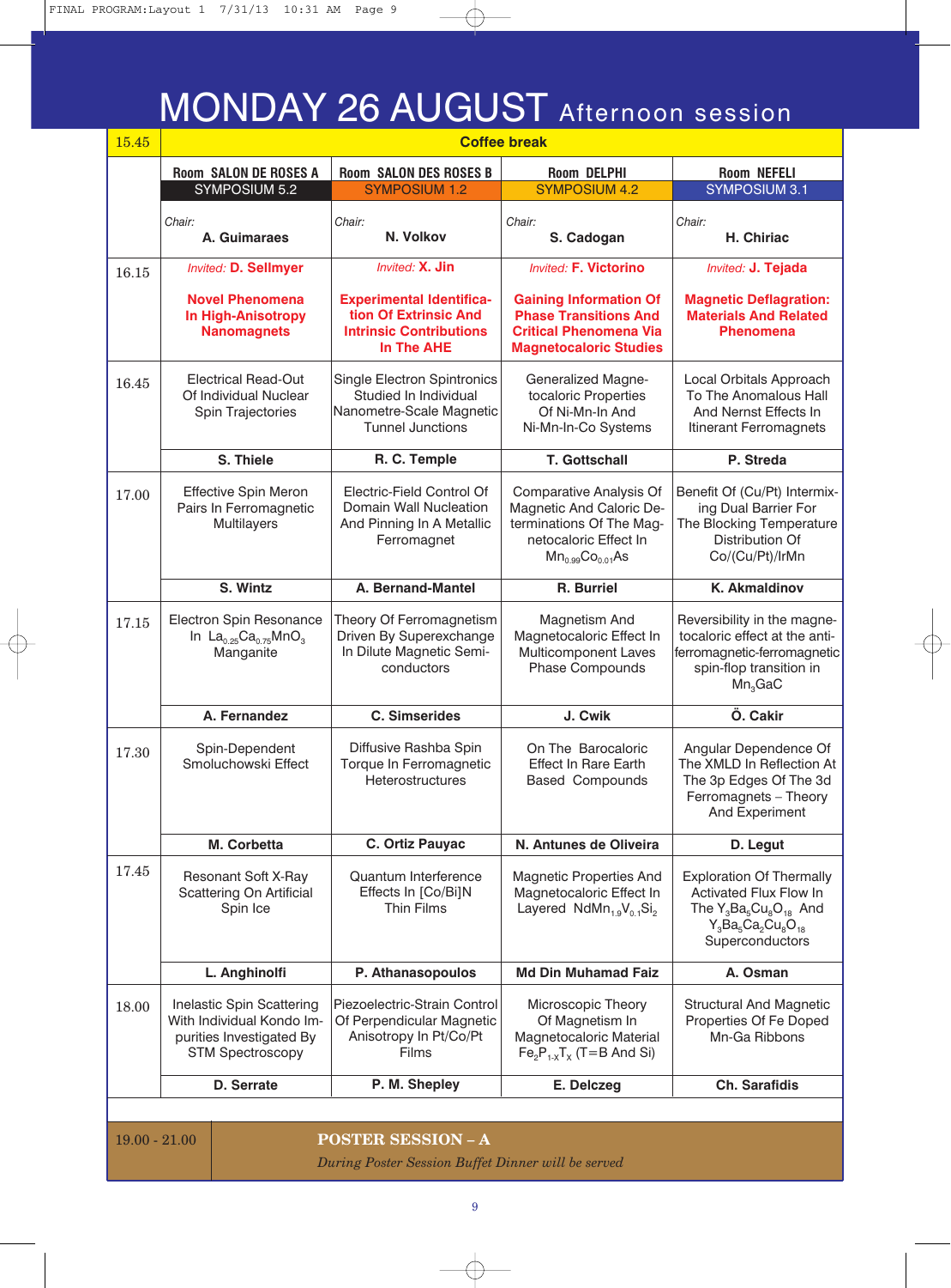# MONDAY 26 AUGUST Afternoon session

| 15.45 | Coffee break | | | |
|---|---|---|---|---|
| | **Room SALON DE ROSES A** SYMPOSIUM 5.2 | **Room SALON DES ROSES B** SYMPOSIUM 1.2 | **Room DELPHI** SYMPOSIUM 4.2 | **Room NEFELI** SYMPOSIUM 3.1 |
| | *Chair:* **A. Guimaraes** | *Chair:* **N. Volkov** | *Chair:* **S. Cadogan** | *Chair:* **H. Chiriac** |
| 16.15 | *Invited:* **D. Sellmyer** **Novel Phenomena In High-Anisotropy Nanomagnets** | *Invited:* **X. Jin** **Experimental Identification Of Extrinsic And Intrinsic Contributions In The AHE** | *Invited:* **F. Victorino** **Gaining Information Of Phase Transitions And Critical Phenomena Via Magnetocaloric Studies** | *Invited:* **J. Tejada** **Magnetic Deflagration: Materials And Related Phenomena** |
| 16.45 | Electrical Read-Out Of Individual Nuclear Spin Trajectories **S. Thiele** | Single Electron Spintronics Studied In Individual Nanometre-Scale Magnetic Tunnel Junctions **R. C. Temple** | Generalized Magnetocaloric Properties Of Ni-Mn-In And Ni-Mn-In-Co Systems **T. Gottschall** | Local Orbitals Approach To The Anomalous Hall And Nernst Effects In Itinerant Ferromagnets **P. Streda** |
| 17.00 | Effective Spin Meron Pairs In Ferromagnetic Multilayers **S. Wintz** | Electric-Field Control Of Domain Wall Nucleation And Pinning In A Metallic Ferromagnet **A. Bernand-Mantel** | Comparative Analysis Of Magnetic And Caloric Determinations Of The Magnetocaloric Effect In $Mn_{0.99}Co_{0.01}As$ **R. Burriel** | Benefit Of (Cu/Pt) Intermixing Dual Barrier For The Blocking Temperature Distribution Of Co/(Cu/Pt)/IrMn **K. Akmaldinov** |
| 17.15 | Electron Spin Resonance In $La_{0.25}Ca_{0.75}MnO_3$ Manganite **A. Fernandez** | Theory Of Ferromagnetism Driven By Superexchange In Dilute Magnetic Semiconductors **C. Simserides** | Magnetism And Magnetocaloric Effect In Multicomponent Laves Phase Compounds **J. Cwik** | Reversibility in the magnetocaloric effect at the antiferromagnetic-ferromagnetic spin-flop transition in $Mn_3GaC$ **Ö. Cakir** |
| 17.30 | Spin-Dependent Smoluchowski Effect **M. Corbetta** | Diffusive Rashba Spin Torque In Ferromagnetic Heterostructures **C. Ortiz Pauyac** | On The Barocaloric Effect In Rare Earth Based Compounds **N. Antunes de Oliveira** | Angular Dependence Of The XMLD In Reflection At The 3p Edges Of The 3d Ferromagnets – Theory And Experiment **D. Legut** |
| 17.45 | Resonant Soft X-Ray Scattering On Artificial Spin Ice **L. Anghinolfi** | Quantum Interference Effects In [Co/Bi]N Thin Films **P. Athanasopoulos** | Magnetic Properties And Magnetocaloric Effect In Layered $NdMn_{1.9}V_{0.1}Si_2$ **Md Din Muhamad Faiz** | Exploration Of Thermally Activated Flux Flow In The $Y_3Ba_5Cu_8O_{18}$ And $Y_3Ba_5Ca_2Cu_8O_{18}$ Superconductors **A. Osman** |
| 18.00 | Inelastic Spin Scattering With Individual Kondo Impurities Investigated By STM Spectroscopy **D. Serrate** | Piezoelectric-Strain Control Of Perpendicular Magnetic Anisotropy In Pt/Co/Pt Films **P. M. Shepley** | Microscopic Theory Of Magnetism In Magnetocaloric Material $Fe_2P_{1-x}T_x$ (T=B And Si) **E. Delczeg** | Structural And Magnetic Properties Of Fe Doped Mn-Ga Ribbons **Ch. Sarafidis** |
| 19.00 - 21.00 | **POSTER SESSION – A** *During Poster Session Buffet Dinner will be served* | | | |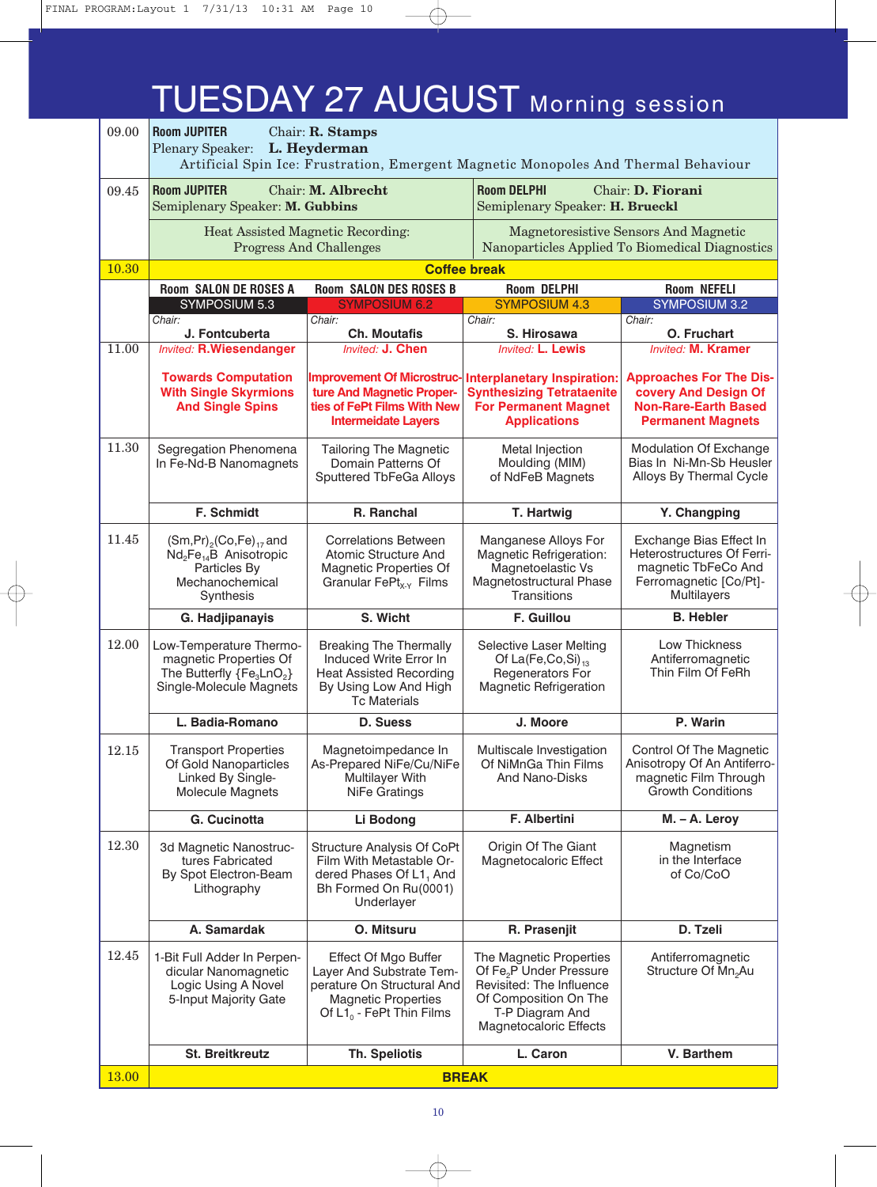# TUESDAY 27 AUGUST Morning session

**09.00** — **Room JUPITER** — Chair: **R. Stamps**
Plenary Speaker: **L. Heyderman**
Artificial Spin Ice: Frustration, Emergent Magnetic Monopoles And Thermal Behaviour

**09.45**

| Room JUPITER — Chair: **M. Albrecht** | Room DELPHI — Chair: **D. Fiorani** |
|---|---|
| Semiplenary Speaker: **M. Gubbins** | Semiplenary Speaker: **H. Brueckl** |
| Heat Assisted Magnetic Recording: Progress And Challenges | Magnetoresistive Sensors And Magnetic Nanoparticles Applied To Biomedical Diagnostics |

**10.30** — **Coffee break**

| Time | Room SALON DE ROSES A | Room SALON DES ROSES B | Room DELPHI | Room NEFELI |
|---|---|---|---|---|
| | SYMPOSIUM 5.3 | SYMPOSIUM 6.2 | SYMPOSIUM 4.3 | SYMPOSIUM 3.2 |
| | *Chair:* **J. Fontcuberta** | *Chair:* **Ch. Moutafis** | *Chair:* **S. Hirosawa** | *Chair:* **O. Fruchart** |
| 11.00 | *Invited:* **R.Wiesendanger** — **Towards Computation With Single Skyrmions And Single Spins** | *Invited:* **J. Chen** — **Improvement Of Microstructure And Magnetic Properties of FePt Films With New Intermeidate Layers** | *Invited:* **L. Lewis** — **Interplanetary Inspiration: Synthesizing Tetrataenite For Permanent Magnet Applications** | *Invited:* **M. Kramer** — **Approaches For The Discovery And Design Of Non-Rare-Earth Based Permanent Magnets** |
| 11.30 | Segregation Phenomena In Fe-Nd-B Nanomagnets | Tailoring The Magnetic Domain Patterns Of Sputtered TbFeGa Alloys | Metal Injection Moulding (MIM) of NdFeB Magnets | Modulation Of Exchange Bias In Ni-Mn-Sb Heusler Alloys By Thermal Cycle |
| | **F. Schmidt** | **R. Ranchal** | **T. Hartwig** | **Y. Changping** |
| 11.45 | $(Sm,Pr)_2(Co,Fe)_{17}$ and $Nd_2Fe_{14}B$ Anisotropic Particles By Mechanochemical Synthesis | Correlations Between Atomic Structure And Magnetic Properties Of Granular $FePt_{X-Y}$ Films | Manganese Alloys For Magnetic Refrigeration: Magnetoelastic Vs Magnetostructural Phase Transitions | Exchange Bias Effect In Heterostructures Of Ferrimagnetic TbFeCo And Ferromagnetic [Co/Pt]-Multilayers |
| | **G. Hadjipanayis** | **S. Wicht** | **F. Guillou** | **B. Hebler** |
| 12.00 | Low-Temperature Thermomagnetic Properties Of The Butterfly $\{Fe_3LnO_2\}$ Single-Molecule Magnets | Breaking The Thermally Induced Write Error In Heat Assisted Recording By Using Low And High Tc Materials | Selective Laser Melting Of $La(Fe,Co,Si)_{13}$ Regenerators For Magnetic Refrigeration | Low Thickness Antiferromagnetic Thin Film Of FeRh |
| | **L. Badia-Romano** | **D. Suess** | **J. Moore** | **P. Warin** |
| 12.15 | Transport Properties Of Gold Nanoparticles Linked By Single-Molecule Magnets | Magnetoimpedance In As-Prepared NiFe/Cu/NiFe Multilayer With NiFe Gratings | Multiscale Investigation Of NiMnGa Thin Films And Nano-Disks | Control Of The Magnetic Anisotropy Of An Antiferromagnetic Film Through Growth Conditions |
| | **G. Cucinotta** | **Li Bodong** | **F. Albertini** | **M. – A. Leroy** |
| 12.30 | 3d Magnetic Nanostructures Fabricated By Spot Electron-Beam Lithography | Structure Analysis Of CoPt Film With Metastable Ordered Phases Of $L1_1$ And Bh Formed On Ru(0001) Underlayer | Origin Of The Giant Magnetocaloric Effect | Magnetism in the Interface of Co/CoO |
| | **A. Samardak** | **O. Mitsuru** | **R. Prasenjit** | **D. Tzeli** |
| 12.45 | 1-Bit Full Adder In Perpendicular Nanomagnetic Logic Using A Novel 5-Input Majority Gate | Effect Of Mgo Buffer Layer And Substrate Temperature On Structural And Magnetic Properties Of $L1_0$ - FePt Thin Films | The Magnetic Properties Of $Fe_2P$ Under Pressure Revisited: The Influence Of Composition On The T-P Diagram And Magnetocaloric Effects | Antiferromagnetic Structure Of $Mn_2Au$ |
| | **St. Breitkreutz** | **Th. Speliotis** | **L. Caron** | **V. Barthem** |

**13.00** — **BREAK**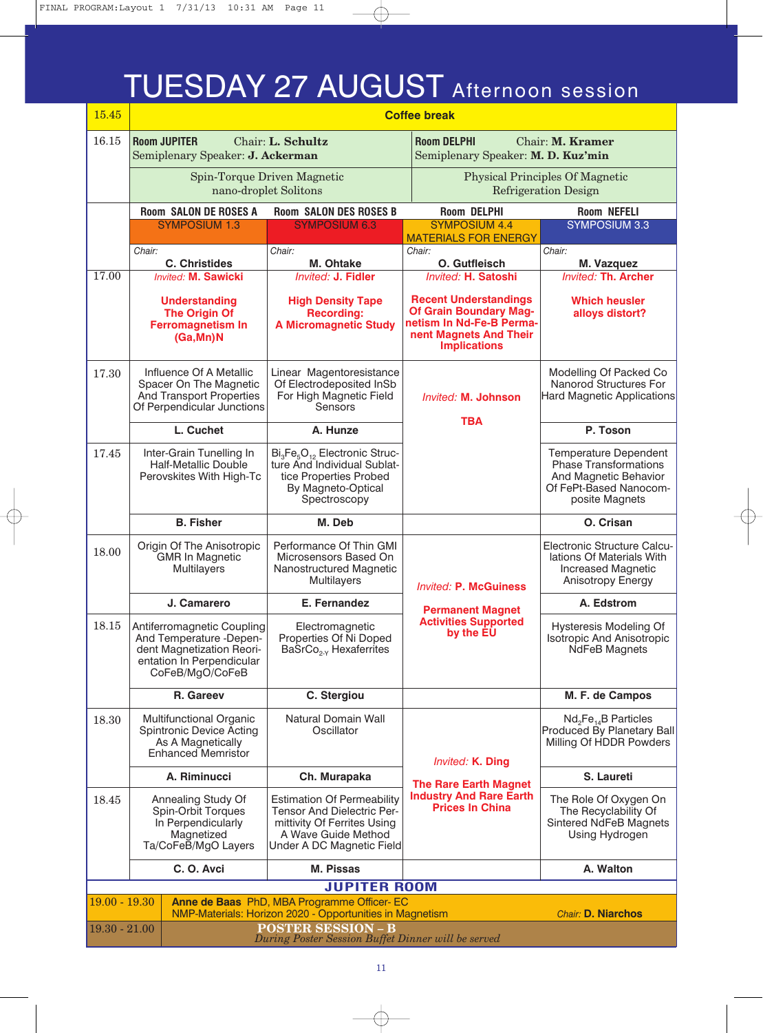# TUESDAY 27 AUGUST Afternoon session

| Time | | | | |
|---|---|---|---|---|
| 15.45 | **Coffee break** | | | |
| 16.15 | **Room JUPITER** Chair: **L. Schultz**<br>Semiplenary Speaker: **J. Ackerman**<br>Spin-Torque Driven Magnetic nano-droplet Solitons | | **Room DELPHI** Chair: **M. Kramer**<br>Semiplenary Speaker: **M. D. Kuz'min**<br>Physical Principles Of Magnetic Refrigeration Design | |
| | **Room SALON DE ROSES A**<br>SYMPOSIUM 1.3<br>Chair: **C. Christides** | **Room SALON DES ROSES B**<br>SYMPOSIUM 6.3<br>Chair: **M. Ohtake** | **Room DELPHI**<br>SYMPOSIUM 4.4 MATERIALS FOR ENERGY<br>Chair: **O. Gutfleisch** | **Room NEFELI**<br>SYMPOSIUM 3.3<br>Chair: **M. Vazquez** |
| 17.00 | *Invited:* **M. Sawicki**<br>**Understanding The Origin Of Ferromagnetism In (Ga,Mn)N** | *Invited:* **J. Fidler**<br>**High Density Tape Recording: A Micromagnetic Study** | *Invited:* **H. Satoshi**<br>**Recent Understandings Of Grain Boundary Magnetism In Nd-Fe-B Permanent Magnets And Their Implications** | *Invited:* **Th. Archer**<br>**Which heusler alloys distort?** |
| 17.30 | Influence Of A Metallic Spacer On The Magnetic And Transport Properties Of Perpendicular Junctions<br>**L. Cuchet** | Linear Magentoresistance Of Electrodeposited InSb For High Magnetic Field Sensors<br>**A. Hunze** | *Invited:* **M. Johnson**<br>**TBA** | Modelling Of Packed Co Nanorod Structures For Hard Magnetic Applications<br>**P. Toson** |
| 17.45 | Inter-Grain Tunelling In Half-Metallic Double Perovskites With High-Tc<br>**B. Fisher** | $Bi_3Fe_5O_{12}$ Electronic Structure And Individual Sublattice Properties Probed By Magneto-Optical Spectroscopy<br>**M. Deb** | | Temperature Dependent Phase Transformations And Magnetic Behavior Of FePt-Based Nanocomposite Magnets<br>**O. Crisan** |
| 18.00 | Origin Of The Anisotropic GMR In Magnetic Multilayers<br>**J. Camarero** | Performance Of Thin GMI Microsensors Based On Nanostructured Magnetic Multilayers<br>**E. Fernandez** | *Invited:* **P. McGuiness**<br>**Permanent Magnet Activities Supported by the EU** | Electronic Structure Calculations Of Materials With Increased Magnetic Anisotropy Energy<br>**A. Edstrom** |
| 18.15 | Antiferromagnetic Coupling And Temperature -Dependent Magnetization Reorientation In Perpendicular CoFeB/MgO/CoFeB<br>**R. Gareev** | Electromagnetic Properties Of Ni Doped $BaSrCo_{2-Y}$ Hexaferrites<br>**C. Stergiou** | | Hysteresis Modeling Of Isotropic And Anisotropic NdFeB Magnets<br>**M. F. de Campos** |
| 18.30 | Multifunctional Organic Spintronic Device Acting As A Magnetically Enhanced Memristor<br>**A. Riminucci** | Natural Domain Wall Oscillator<br>**Ch. Murapaka** | *Invited:* **K. Ding**<br>**The Rare Earth Magnet Industry And Rare Earth Prices In China** | $Nd_2Fe_{14}B$ Particles Produced By Planetary Ball Milling Of HDDR Powders<br>**S. Laureti** |
| 18.45 | Annealing Study Of Spin-Orbit Torques In Perpendicularly Magnetized Ta/CoFeB/MgO Layers<br>**C. O. Avci** | Estimation Of Permeability Tensor And Dielectric Permittivity Of Ferrites Using A Wave Guide Method Under A DC Magnetic Field<br>**M. Pissas** | | The Role Of Oxygen On The Recyclability Of Sintered NdFeB Magnets Using Hydrogen<br>**A. Walton** |

**JUPITER ROOM**

| | |
|---|---|
| 19.00 - 19.30 | **Anne de Baas** PhD, MBA Programme Officer- EC<br>NMP-Materials: Horizon 2020 - Opportunities in Magnetism — *Chair:* **D. Niarchos** |
| 19.30 - 21.00 | **POSTER SESSION – B**<br>*During Poster Session Buffet Dinner will be served* |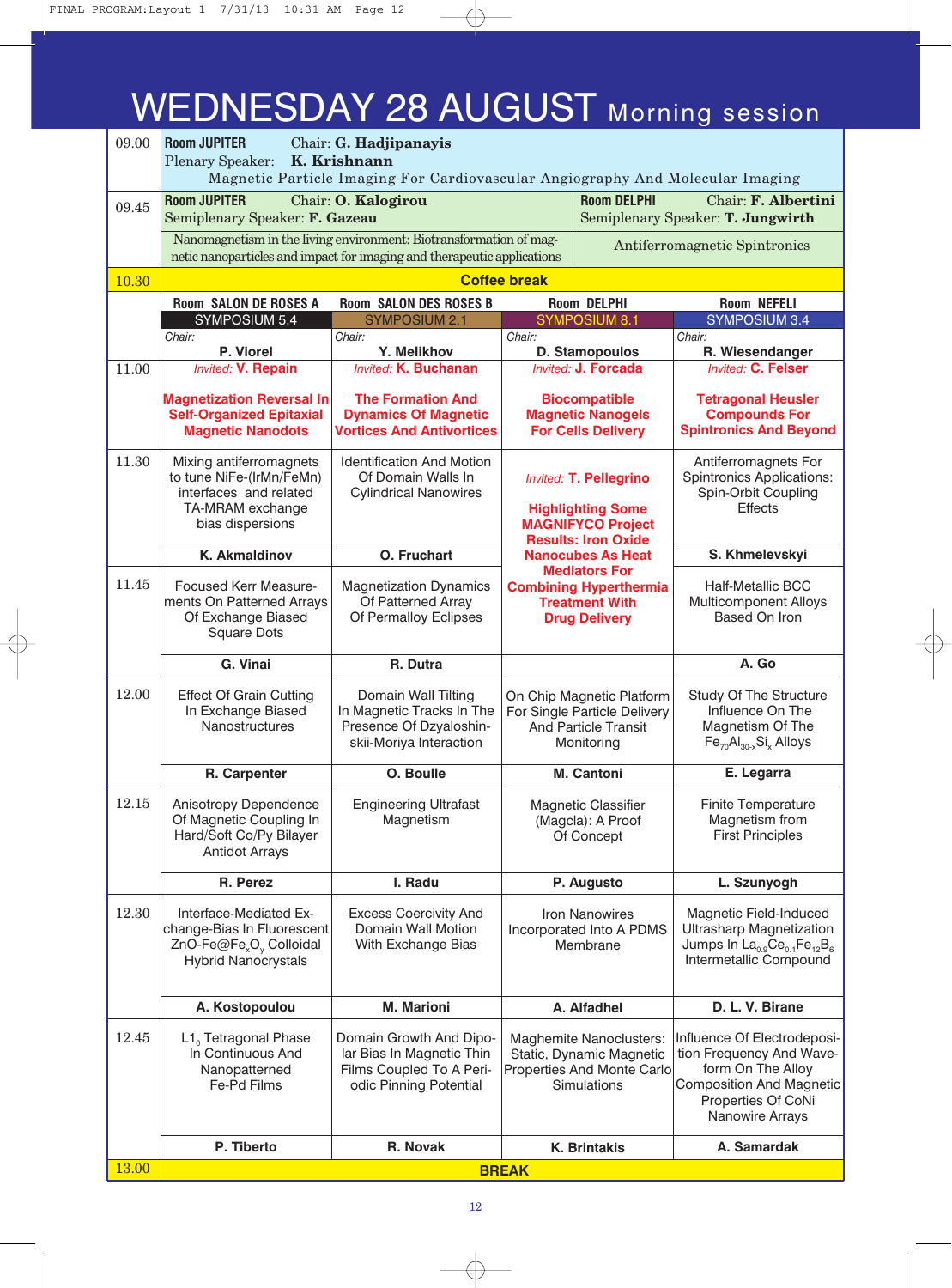# WEDNESDAY 28 AUGUST Morning session

| Time | | | | |
|---|---|---|---|---|
| 09.00 | **Room JUPITER** Chair: **G. Hadjipanayis**<br>Plenary Speaker: **K. Krishnann**<br>Magnetic Particle Imaging For Cardiovascular Angiography And Molecular Imaging | | | |
| 09.45 | **Room JUPITER** Chair: **O. Kalogirou**<br>Semiplenary Speaker: **F. Gazeau**<br>Nanomagnetism in the living environment: Biotransformation of magnetic nanoparticles and impact for imaging and therapeutic applications | | **Room DELPHI** Chair: **F. Albertini**<br>Semiplenary Speaker: **T. Jungwirth**<br>Antiferromagnetic Spintronics | |
| 10.30 | **Coffee break** | | | |
| | **Room SALON DE ROSES A**<br>SYMPOSIUM 5.4<br>Chair: **P. Viorel** | **Room SALON DES ROSES B**<br>SYMPOSIUM 2.1<br>Chair: **Y. Melikhov** | **Room DELPHI**<br>SYMPOSIUM 8.1<br>Chair: **D. Stamopoulos** | **Room NEFELI**<br>SYMPOSIUM 3.4<br>Chair: **R. Wiesendanger** |
| 11.00 | *Invited:* **V. Repain**<br>**Magnetization Reversal In Self-Organized Epitaxial Magnetic Nanodots** | *Invited:* **K. Buchanan**<br>**The Formation And Dynamics Of Magnetic Vortices And Antivortices** | *Invited:* **J. Forcada**<br>**Biocompatible Magnetic Nanogels For Cells Delivery** | *Invited:* **C. Felser**<br>**Tetragonal Heusler Compounds For Spintronics And Beyond** |
| 11.30 | Mixing antiferromagnets to tune NiFe-(IrMn/FeMn) interfaces and related TA-MRAM exchange bias dispersions<br>**K. Akmaldinov** | Identification And Motion Of Domain Walls In Cylindrical Nanowires<br>**O. Fruchart** | *Invited:* **T. Pellegrino**<br>**Highlighting Some MAGNIFYCO Project Results: Iron Oxide Nanocubes As Heat Mediators For Combining Hyperthermia Treatment With Drug Delivery** | Antiferromagnets For Spintronics Applications: Spin-Orbit Coupling Effects<br>**S. Khmelevskyi** |
| 11.45 | Focused Kerr Measurements On Patterned Arrays Of Exchange Biased Square Dots<br>**G. Vinai** | Magnetization Dynamics Of Patterned Array Of Permalloy Eclipses<br>**R. Dutra** | | Half-Metallic BCC Multicomponent Alloys Based On Iron<br>**A. Go** |
| 12.00 | Effect Of Grain Cutting In Exchange Biased Nanostructures<br>**R. Carpenter** | Domain Wall Tilting In Magnetic Tracks In The Presence Of Dzyaloshinskii-Moriya Interaction<br>**O. Boulle** | On Chip Magnetic Platform For Single Particle Delivery And Particle Transit Monitoring<br>**M. Cantoni** | Study Of The Structure Influence On The Magnetism Of The $Fe_{70}Al_{30-x}Si_x$ Alloys<br>**E. Legarra** |
| 12.15 | Anisotropy Dependence Of Magnetic Coupling In Hard/Soft Co/Py Bilayer Antidot Arrays<br>**R. Perez** | Engineering Ultrafast Magnetism<br>**I. Radu** | Magnetic Classifier (Magcla): A Proof Of Concept<br>**P. Augusto** | Finite Temperature Magnetism from First Principles<br>**L. Szunyogh** |
| 12.30 | Interface-Mediated Exchange-Bias In Fluorescent ZnO-Fe@$Fe_xO_y$ Colloidal Hybrid Nanocrystals<br>**A. Kostopoulou** | Excess Coercivity And Domain Wall Motion With Exchange Bias<br>**M. Marioni** | Iron Nanowires Incorporated Into A PDMS Membrane<br>**A. Alfadhel** | Magnetic Field-Induced Ultrasharp Magnetization Jumps In $La_{0.9}Ce_{0.1}Fe_{12}B_6$ Intermetallic Compound<br>**D. L. V. Birane** |
| 12.45 | $L1_0$ Tetragonal Phase In Continuous And Nanopatterned Fe-Pd Films<br>**P. Tiberto** | Domain Growth And Dipolar Bias In Magnetic Thin Films Coupled To A Periodic Pinning Potential<br>**R. Novak** | Maghemite Nanoclusters: Static, Dynamic Magnetic Properties And Monte Carlo Simulations<br>**K. Brintakis** | Influence Of Electrodeposition Frequency And Waveform On The Alloy Composition And Magnetic Properties Of CoNi Nanowire Arrays<br>**A. Samardak** |
| 13.00 | **BREAK** | | | |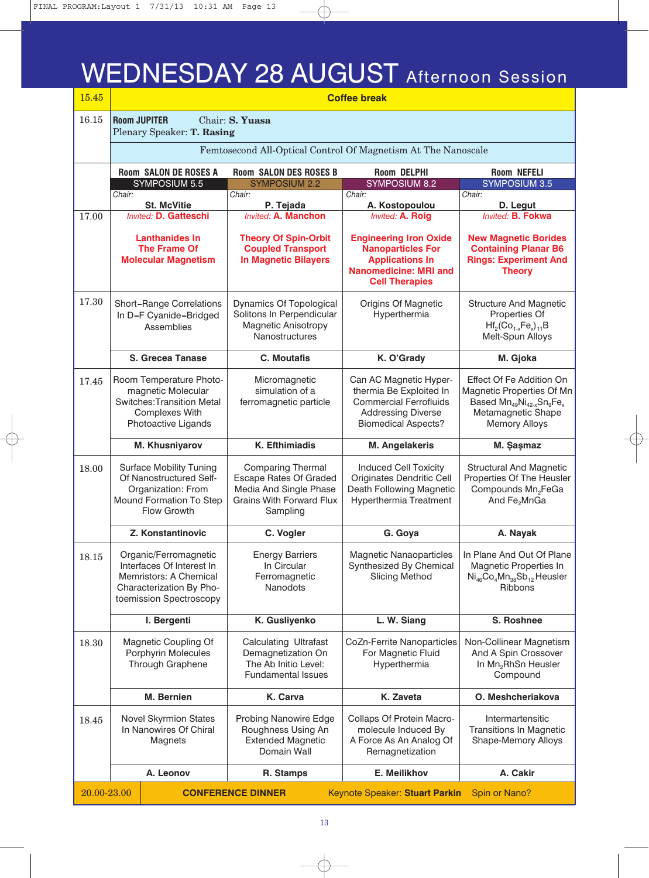# WEDNESDAY 28 AUGUST Afternoon Session

| Time | | | | |
|---|---|---|---|---|
| 15.45 | **Coffee break** | | | |
| 16.15 | **Room JUPITER** Chair: **S. Yuasa** Plenary Speaker: **T. Rasing** — Femtosecond All-Optical Control Of Magnetism At The Nanoscale | | | |
| | **Room SALON DE ROSES A** SYMPOSIUM 5.5 *Chair:* **St. McVitie** | **Room SALON DES ROSES B** SYMPOSIUM 2.2 *Chair:* **P. Tejada** | **Room DELPHI** SYMPOSIUM 8.2 *Chair:* **A. Kostopoulou** | **Room NEFELI** SYMPOSIUM 3.5 *Chair:* **D. Legut** |
| 17.00 | *Invited:* **D. Gatteschi** **Lanthanides In The Frame Of Molecular Magnetism** | *Invited:* **A. Manchon** **Theory Of Spin-Orbit Coupled Transport In Magnetic Bilayers** | *Invited:* **A. Roig** **Engineering Iron Oxide Nanoparticles For Applications In Nanomedicine: MRI and Cell Therapies** | *Invited:* **B. Fokwa** **New Magnetic Borides Containing Planar B6 Rings: Experiment And Theory** |
| 17.30 | Short–Range Correlations In D–F Cyanide–Bridged Assemblies **S. Grecea Tanase** | Dynamics Of Topological Solitons In Perpendicular Magnetic Anisotropy Nanostructures **C. Moutafis** | Origins Of Magnetic Hyperthermia **K. O'Grady** | Structure And Magnetic Properties Of $Hf_2(Co_{1-x}Fe_x)_{11}B$ Melt-Spun Alloys **M. Gjoka** |
| 17.45 | Room Temperature Photo-magnetic Molecular Switches:Transition Metal Complexes With Photoactive Ligands **M. Khusniyarov** | Micromagnetic simulation of a ferromagnetic particle **K. Efthimiadis** | Can AC Magnetic Hyper-thermia Be Exploited In Commercial Ferrofluids Addressing Diverse Biomedical Aspects? **M. Angelakeris** | Effect Of Fe Addition On Magnetic Properties Of Mn Based $Mn_{49}Ni_{42-x}Sn_9Fe_x$ Metamagnetic Shape Memory Alloys **M. Şaşmaz** |
| 18.00 | Surface Mobility Tuning Of Nanostructured Self-Organization: From Mound Formation To Step Flow Growth **Z. Konstantinovic** | Comparing Thermal Escape Rates Of Graded Media And Single Phase Grains With Forward Flux Sampling **C. Vogler** | Induced Cell Toxicity Originates Dendritic Cell Death Following Magnetic Hyperthermia Treatment **G. Goya** | Structural And Magnetic Properties Of The Heusler Compounds $Mn_2FeGa$ And $Fe_2MnGa$ **A. Nayak** |
| 18.15 | Organic/Ferromagnetic Interfaces Of Interest In Memristors: A Chemical Characterization By Pho-toemission Spectroscopy **I. Bergenti** | Energy Barriers In Circular Ferromagnetic Nanodots **K. Gusliyenko** | Magnetic Nanaoparticles Synthesized By Chemical Slicing Method **L. W. Siang** | In Plane And Out Of Plane Magnetic Properties In $Ni_{46}Co_4Mn_{38}Sb_{12}$ Heusler Ribbons **S. Roshnee** |
| 18.30 | Magnetic Coupling Of Porphyrin Molecules Through Graphene **M. Bernien** | Calculating Ultrafast Demagnetization On The Ab Initio Level: Fundamental Issues **K. Carva** | CoZn-Ferrite Nanoparticles For Magnetic Fluid Hyperthermia **K. Zaveta** | Non-Collinear Magnetism And A Spin Crossover In $Mn_2RhSn$ Heusler Compound **O. Meshcheriakova** |
| 18.45 | Novel Skyrmion States In Nanowires Of Chiral Magnets **A. Leonov** | Probing Nanowire Edge Roughness Using An Extended Magnetic Domain Wall **R. Stamps** | Collaps Of Protein Macro-molecule Induced By A Force As An Analog Of Remagnetization **E. Meilikhov** | Intermartensitic Transitions In Magnetic Shape-Memory Alloys **A. Cakir** |
| 20.00-23.00 | **CONFERENCE DINNER** Keynote Speaker: **Stuart Parkin** Spin or Nano? | | | |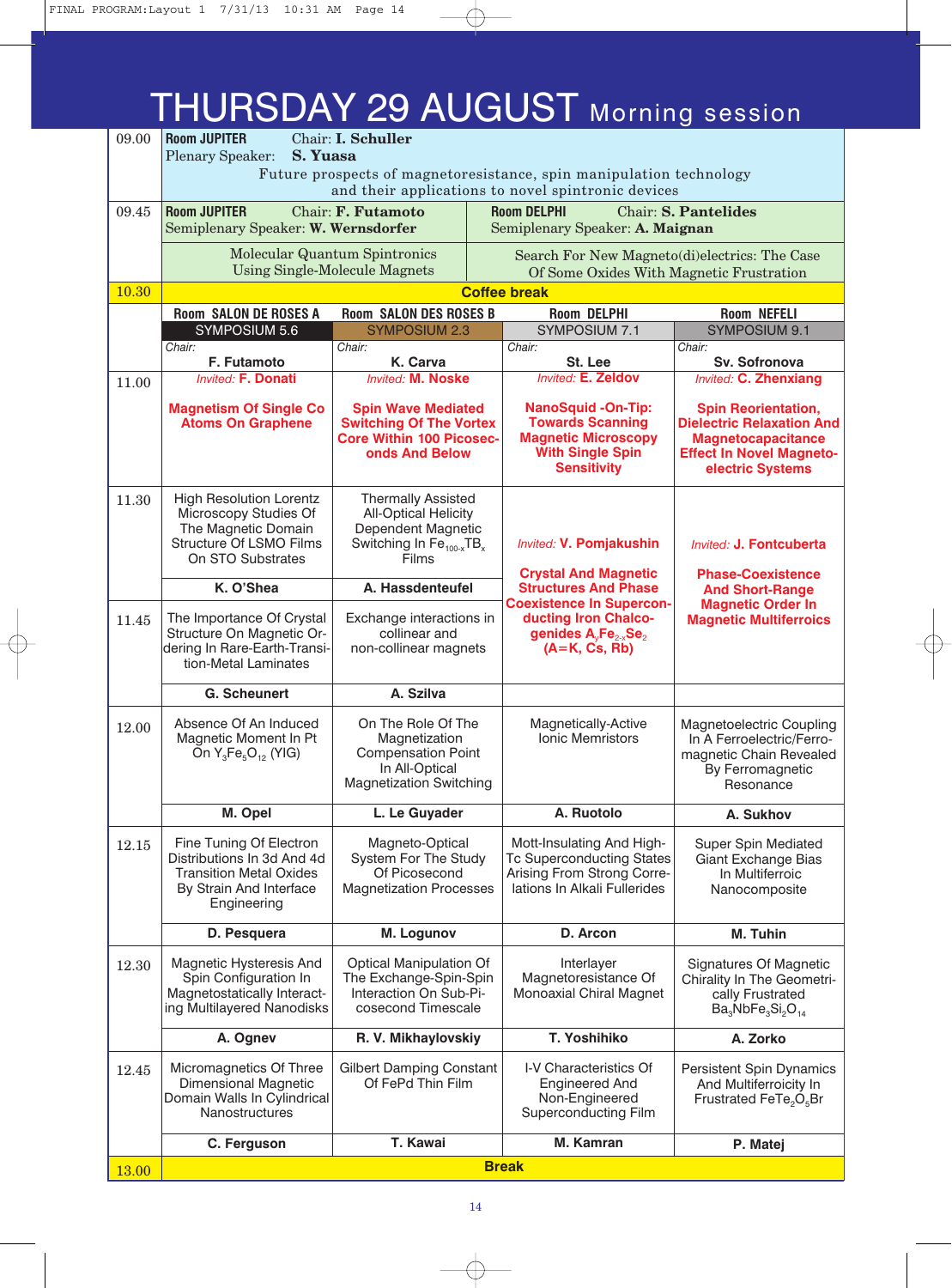# THURSDAY 29 AUGUST Morning session

**09.00** — **Room JUPITER** Chair: **I. Schuller**
Plenary Speaker: **S. Yuasa**
Future prospects of magnetoresistance, spin manipulation technology and their applications to novel spintronic devices

**09.45**

| Room JUPITER | Room DELPHI |
|---|---|
| Chair: **F. Futamoto** | Chair: **S. Pantelides** |
| Semiplenary Speaker: **W. Wernsdorfer** | Semiplenary Speaker: **A. Maignan** |
| Molecular Quantum Spintronics Using Single-Molecule Magnets | Search For New Magneto(di)electrics: The Case Of Some Oxides With Magnetic Frustration |

**10.30** — **Coffee break**

| Time | Room SALON DE ROSES A | Room SALON DES ROSES B | Room DELPHI | Room NEFELI |
|---|---|---|---|---|
| | SYMPOSIUM 5.6 | SYMPOSIUM 2.3 | SYMPOSIUM 7.1 | SYMPOSIUM 9.1 |
| | Chair: **F. Futamoto** | Chair: **K. Carva** | Chair: **St. Lee** | Chair: **Sv. Sofronova** |
| 11.00 | *Invited:* **F. Donati** **Magnetism Of Single Co Atoms On Graphene** | *Invited:* **M. Noske** **Spin Wave Mediated Switching Of The Vortex Core Within 100 Picoseconds And Below** | *Invited:* **E. Zeldov** **NanoSquid -On-Tip: Towards Scanning Magnetic Microscopy With Single Spin Sensitivity** | *Invited:* **C. Zhenxiang** **Spin Reorientation, Dielectric Relaxation And Magnetocapacitance Effect In Novel Magnetoelectric Systems** |
| 11.30 | High Resolution Lorentz Microscopy Studies Of The Magnetic Domain Structure Of LSMO Films On STO Substrates **K. O'Shea** | Thermally Assisted All-Optical Helicity Dependent Magnetic Switching In $Fe_{100-x}TB_x$ Films **A. Hassdenteufel** | *Invited:* **V. Pomjakushin** **Crystal And Magnetic Structures And Phase Coexistence In Superconducting Iron Chalcogenides $A_yFe_{2-x}Se_2$ (A=K, Cs, Rb)** | *Invited:* **J. Fontcuberta** **Phase-Coexistence And Short-Range Magnetic Order In Magnetic Multiferroics** |
| 11.45 | The Importance Of Crystal Structure On Magnetic Ordering In Rare-Earth-Transition-Metal Laminates **G. Scheunert** | Exchange interactions in collinear and non-collinear magnets **A. Szilva** | | |
| 12.00 | Absence Of An Induced Magnetic Moment In Pt On $Y_3Fe_5O_{12}$ (YIG) **M. Opel** | On The Role Of The Magnetization Compensation Point In All-Optical Magnetization Switching **L. Le Guyader** | Magnetically-Active Ionic Memristors **A. Ruotolo** | Magnetoelectric Coupling In A Ferroelectric/Ferromagnetic Chain Revealed By Ferromagnetic Resonance **A. Sukhov** |
| 12.15 | Fine Tuning Of Electron Distributions In 3d And 4d Transition Metal Oxides By Strain And Interface Engineering **D. Pesquera** | Magneto-Optical System For The Study Of Picosecond Magnetization Processes **M. Logunov** | Mott-Insulating And High-Tc Superconducting States Arising From Strong Correlations In Alkali Fullerides **D. Arcon** | Super Spin Mediated Giant Exchange Bias In Multiferroic Nanocomposite **M. Tuhin** |
| 12.30 | Magnetic Hysteresis And Spin Configuration In Magnetostatically Interacting Multilayered Nanodisks **A. Ognev** | Optical Manipulation Of The Exchange-Spin-Spin Interaction On Sub-Picosecond Timescale **R. V. Mikhaylovskiy** | Interlayer Magnetoresistance Of Monoaxial Chiral Magnet **T. Yoshihiko** | Signatures Of Magnetic Chirality In The Geometrically Frustrated $Ba_3NbFe_3Si_2O_{14}$ **A. Zorko** |
| 12.45 | Micromagnetics Of Three Dimensional Magnetic Domain Walls In Cylindrical Nanostructures **C. Ferguson** | Gilbert Damping Constant Of FePd Thin Film **T. Kawai** | I-V Characteristics Of Engineered And Non-Engineered Superconducting Film **M. Kamran** | Persistent Spin Dynamics And Multiferroicity In Frustrated $FeTe_2O_5Br$ **P. Matej** |

**13.00** — **Break**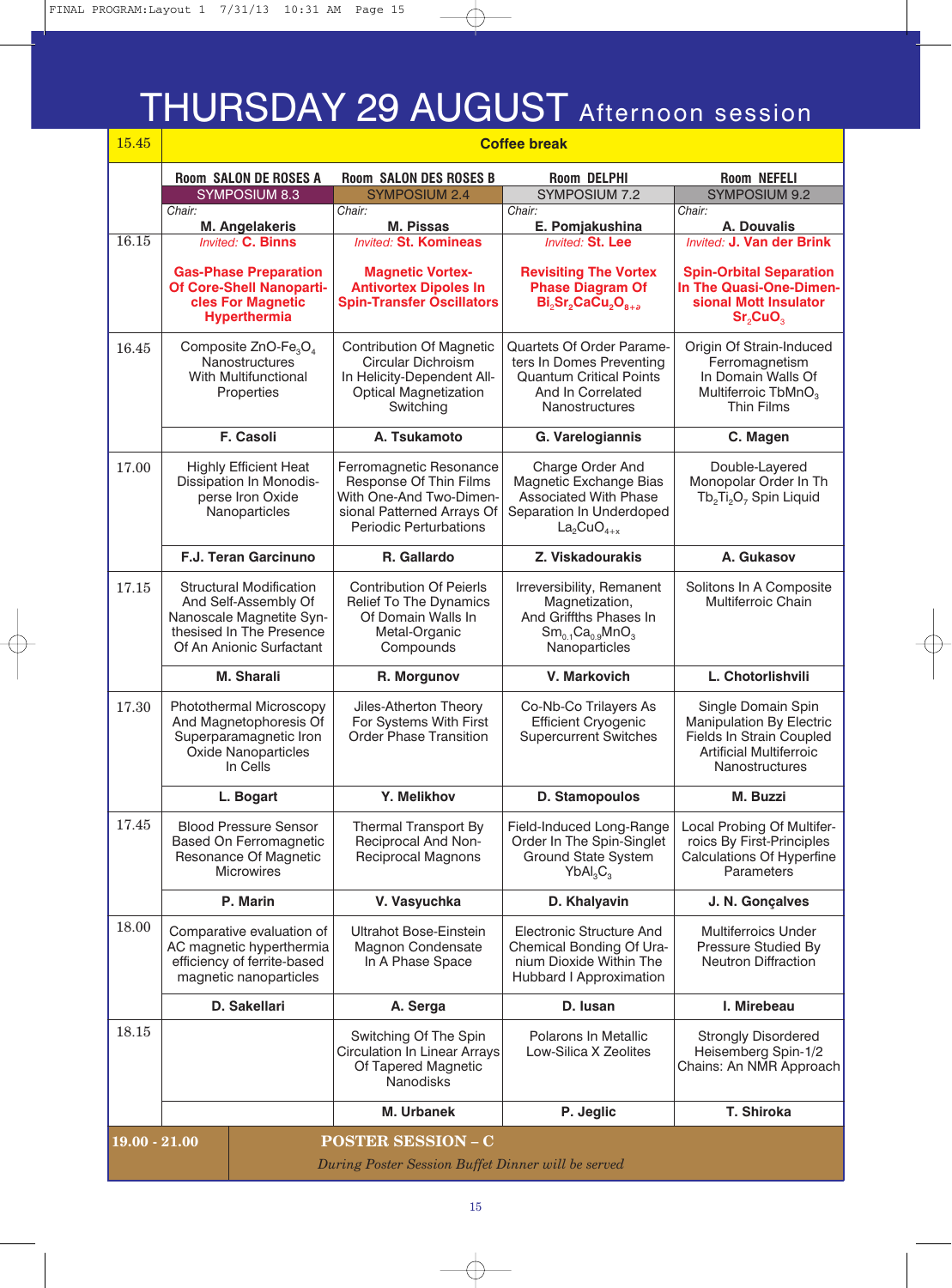# THURSDAY 29 AUGUST Afternoon session

| | | | | |
|---|---|---|---|---|
| 15.45 | **Coffee break** | | | |
| | **Room SALON DE ROSES A** SYMPOSIUM 8.3 Chair: **M. Angelakeris** | **Room SALON DES ROSES B** SYMPOSIUM 2.4 Chair: **M. Pissas** | **Room DELPHI** SYMPOSIUM 7.2 Chair: **E. Pomjakushina** | **Room NEFELI** SYMPOSIUM 9.2 Chair: **A. Douvalis** |
| 16.15 | *Invited:* **C. Binns** **Gas-Phase Preparation Of Core-Shell Nanoparticles For Magnetic Hyperthermia** | *Invited:* **St. Komineas** **Magnetic Vortex-Antivortex Dipoles In Spin-Transfer Oscillators** | *Invited:* **St. Lee** **Revisiting The Vortex Phase Diagram Of $Bi_2Sr_2CaCu_2O_{8+\delta}$** | *Invited:* **J. Van der Brink** **Spin-Orbital Separation In The Quasi-One-Dimensional Mott Insulator $Sr_2CuO_3$** |
| 16.45 | Composite ZnO-$Fe_3O_4$ Nanostructures With Multifunctional Properties **F. Casoli** | Contribution Of Magnetic Circular Dichroism In Helicity-Dependent All-Optical Magnetization Switching **A. Tsukamoto** | Quartets Of Order Parameters In Domes Preventing Quantum Critical Points And In Correlated Nanostructures **G. Varelogiannis** | Origin Of Strain-Induced Ferromagnetism In Domain Walls Of Multiferroic $TbMnO_3$ Thin Films **C. Magen** |
| 17.00 | Highly Efficient Heat Dissipation In Monodisperse Iron Oxide Nanoparticles **F.J. Teran Garcinuno** | Ferromagnetic Resonance Response Of Thin Films With One-And Two-Dimensional Patterned Arrays Of Periodic Perturbations **R. Gallardo** | Charge Order And Magnetic Exchange Bias Associated With Phase Separation In Underdoped $La_2CuO_{4+x}$ **Z. Viskadourakis** | Double-Layered Monopolar Order In Th $Tb_2Ti_2O_7$ Spin Liquid **A. Gukasov** |
| 17.15 | Structural Modification And Self-Assembly Of Nanoscale Magnetite Synthesised In The Presence Of An Anionic Surfactant **M. Sharali** | Contribution Of Peierls Relief To The Dynamics Of Domain Walls In Metal-Organic Compounds **R. Morgunov** | Irreversibility, Remanent Magnetization, And Griffths Phases In $Sm_{0.1}Ca_{0.9}MnO_3$ Nanoparticles **V. Markovich** | Solitons In A Composite Multiferroic Chain **L. Chotorlishvili** |
| 17.30 | Photothermal Microscopy And Magnetophoresis Of Superparamagnetic Iron Oxide Nanoparticles In Cells **L. Bogart** | Jiles-Atherton Theory For Systems With First Order Phase Transition **Y. Melikhov** | Co-Nb-Co Trilayers As Efficient Cryogenic Supercurrent Switches **D. Stamopoulos** | Single Domain Spin Manipulation By Electric Fields In Strain Coupled Artificial Multiferroic Nanostructures **M. Buzzi** |
| 17.45 | Blood Pressure Sensor Based On Ferromagnetic Resonance Of Magnetic Microwires **P. Marin** | Thermal Transport By Reciprocal And Non-Reciprocal Magnons **V. Vasyuchka** | Field-Induced Long-Range Order In The Spin-Singlet Ground State System $YbAl_3C_3$ **D. Khalyavin** | Local Probing Of Multiferroics By First-Principles Calculations Of Hyperfine Parameters **J. N. Gonçalves** |
| 18.00 | Comparative evaluation of AC magnetic hyperthermia efficiency of ferrite-based magnetic nanoparticles **D. Sakellari** | Ultrahot Bose-Einstein Magnon Condensate In A Phase Space **A. Serga** | Electronic Structure And Chemical Bonding Of Uranium Dioxide Within The Hubbard I Approximation **D. Iusan** | Multiferroics Under Pressure Studied By Neutron Diffraction **I. Mirebeau** |
| 18.15 | | Switching Of The Spin Circulation In Linear Arrays Of Tapered Magnetic Nanodisks **M. Urbanek** | Polarons In Metallic Low-Silica X Zeolites **P. Jeglic** | Strongly Disordered Heisemberg Spin-1/2 Chains: An NMR Approach **T. Shiroka** |
| 19.00 - 21.00 | **POSTER SESSION – C** *During Poster Session Buffet Dinner will be served* | | | |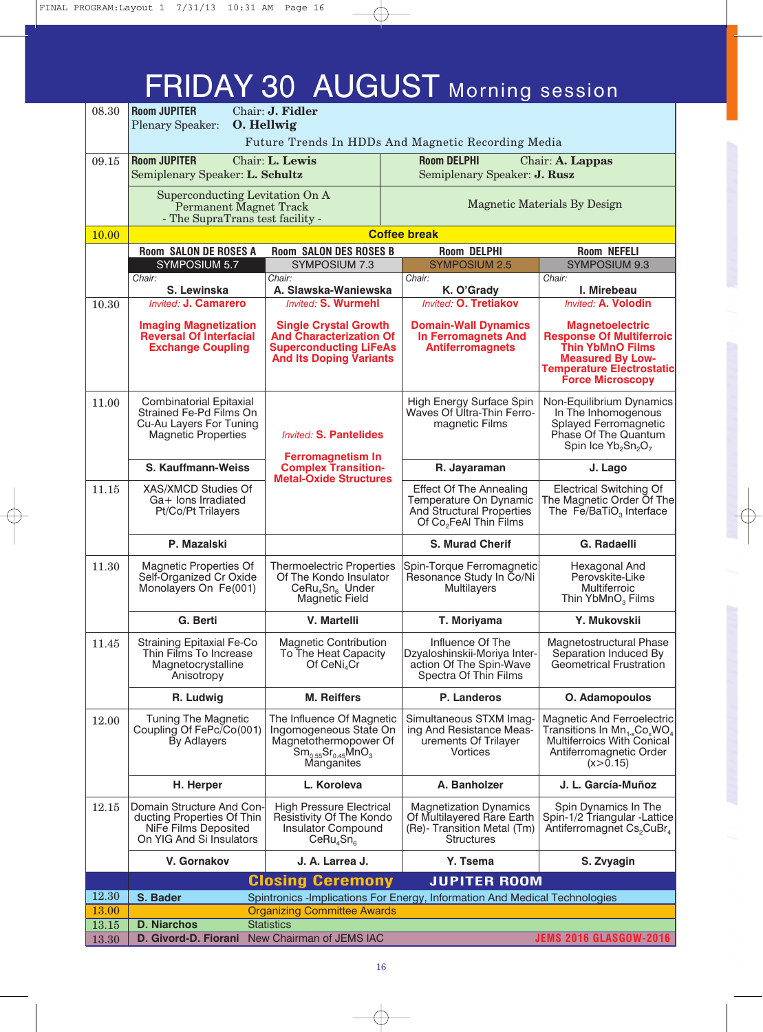# FRIDAY 30 AUGUST Morning session

| | | | | |
|---|---|---|---|---|
| 08.30 | **Room JUPITER** Chair: **J. Fidler**<br>Plenary Speaker: **O. Hellwig**<br>Future Trends In HDDs And Magnetic Recording Media | | | |
| 09.15 | **Room JUPITER** Chair: **L. Lewis**<br>Semiplenary Speaker: **L. Schultz**<br>Superconducting Levitation On A Permanent Magnet Track - The SupraTrans test facility - | | **Room DELPHI** Chair: **A. Lappas**<br>Semiplenary Speaker: **J. Rusz**<br>Magnetic Materials By Design | |
| 10.00 | **Coffee break** | | | |
| | **Room SALON DE ROSES A**<br>SYMPOSIUM 5.7<br>Chair: **S. Lewinska** | **Room SALON DES ROSES B**<br>SYMPOSIUM 7.3<br>Chair: **A. Slawska-Waniewska** | **Room DELPHI**<br>SYMPOSIUM 2.5<br>Chair: **K. O'Grady** | **Room NEFELI**<br>SYMPOSIUM 9.3<br>Chair: **I. Mirebeau** |
| 10.30 | *Invited:* **J. Camarero**<br>**Imaging Magnetization Reversal Of Interfacial Exchange Coupling** | *Invited:* **S. Wurmehl**<br>**Single Crystal Growth And Characterization Of Superconducting LiFeAs And Its Doping Variants** | *Invited:* **O. Tretiakov**<br>**Domain-Wall Dynamics In Ferromagnets And Antiferromagnets** | *Invited:* **A. Volodin**<br>**Magnetoelectric Response Of Multiferroic Thin YbMnO Films Measured By Low-Temperature Electrostatic Force Microscopy** |
| 11.00 | Combinatorial Epitaxial Strained Fe-Pd Films On Cu-Au Layers For Tuning Magnetic Properties<br>**S. Kauffmann-Weiss** | *Invited:* **S. Pantelides**<br>**Ferromagnetism In Complex Transition-Metal-Oxide Structures** | High Energy Surface Spin Waves Of Ultra-Thin Ferro-magnetic Films<br>**R. Jayaraman** | Non-Equilibrium Dynamics In The Inhomogenous Splayed Ferromagnetic Phase Of The Quantum Spin Ice $Yb_2Sn_2O_7$<br>**J. Lago** |
| 11.15 | XAS/XMCD Studies Of Ga+ Ions Irradiated Pt/Co/Pt Trilayers<br>**P. Mazalski** | | Effect Of The Annealing Temperature On Dynamic And Structural Properties Of $Co_2FeAl$ Thin Films<br>**S. Murad Cherif** | Electrical Switching Of The Magnetic Order Of The The $Fe/BaTiO_3$ Interface<br>**G. Radaelli** |
| 11.30 | Magnetic Properties Of Self-Organized Cr Oxide Monolayers On Fe(001)<br>**G. Berti** | Thermoelectric Properties Of The Kondo Insulator $CeRu_4Sn_6$ Under Magnetic Field<br>**V. Martelli** | Spin-Torque Ferromagnetic Resonance Study In Co/Ni Multilayers<br>**T. Moriyama** | Hexagonal And Perovskite-Like Multiferroic Thin $YbMnO_3$ Films<br>**Y. Mukovskii** |
| 11.45 | Straining Epitaxial Fe-Co Thin Films To Increase Magnetocrystalline Anisotropy<br>**R. Ludwig** | Magnetic Contribution To The Heat Capacity Of $CeNi_4Cr$<br>**M. Reiffers** | Influence Of The Dzyaloshinskii-Moriya Inter-action Of The Spin-Wave Spectra Of Thin Films<br>**P. Landeros** | Magnetostructural Phase Separation Induced By Geometrical Frustration<br>**O. Adamopoulos** |
| 12.00 | Tuning The Magnetic Coupling Of FePc/Co(001) By Adlayers<br>**H. Herper** | The Influence Of Magnetic Ingomogeneous State On Magnetothermopower Of $Sm_{0.55}Sr_{0.45}MnO_3$ Manganites<br>**L. Koroleva** | Simultaneous STXM Imag-ing And Resistance Meas-urements Of Trilayer Vortices<br>**A. Banholzer** | Magnetic And Ferroelectric Transitions In $Mn_{1-x}Co_xWO_4$ Multiferroics With Conical Antiferromagnetic Order (x>0.15)<br>**J. L. García-Muñoz** |
| 12.15 | Domain Structure And Con-ducting Properties Of Thin NiFe Films Deposited On YIG And Si Insulators<br>**V. Gornakov** | High Pressure Electrical Resistivity Of The Kondo Insulator Compound $CeRu_4Sn_6$<br>**J. A. Larrea J.** | Magnetization Dynamics Of Multilayered Rare Earth (Re)- Transition Metal (Tm) Structures<br>**Y. Tsema** | Spin Dynamics In The Spin-1/2 Triangular -Lattice Antiferromagnet $Cs_2CuBr_4$<br>**S. Zvyagin** |

## Closing Ceremony — JUPITER ROOM

| | | |
|---|---|---|
| 12.30 | **S. Bader** | Spintronics -Implications For Energy, Information And Medical Technologies |
| 13.00 | | Organizing Committee Awards |
| 13.15 | **D. Niarchos** | Statistics |
| 13.30 | **D. Givord-D. Fiorani** | New Chairman of JEMS IAC — **JEMS 2016 GLASGOW-2016** |